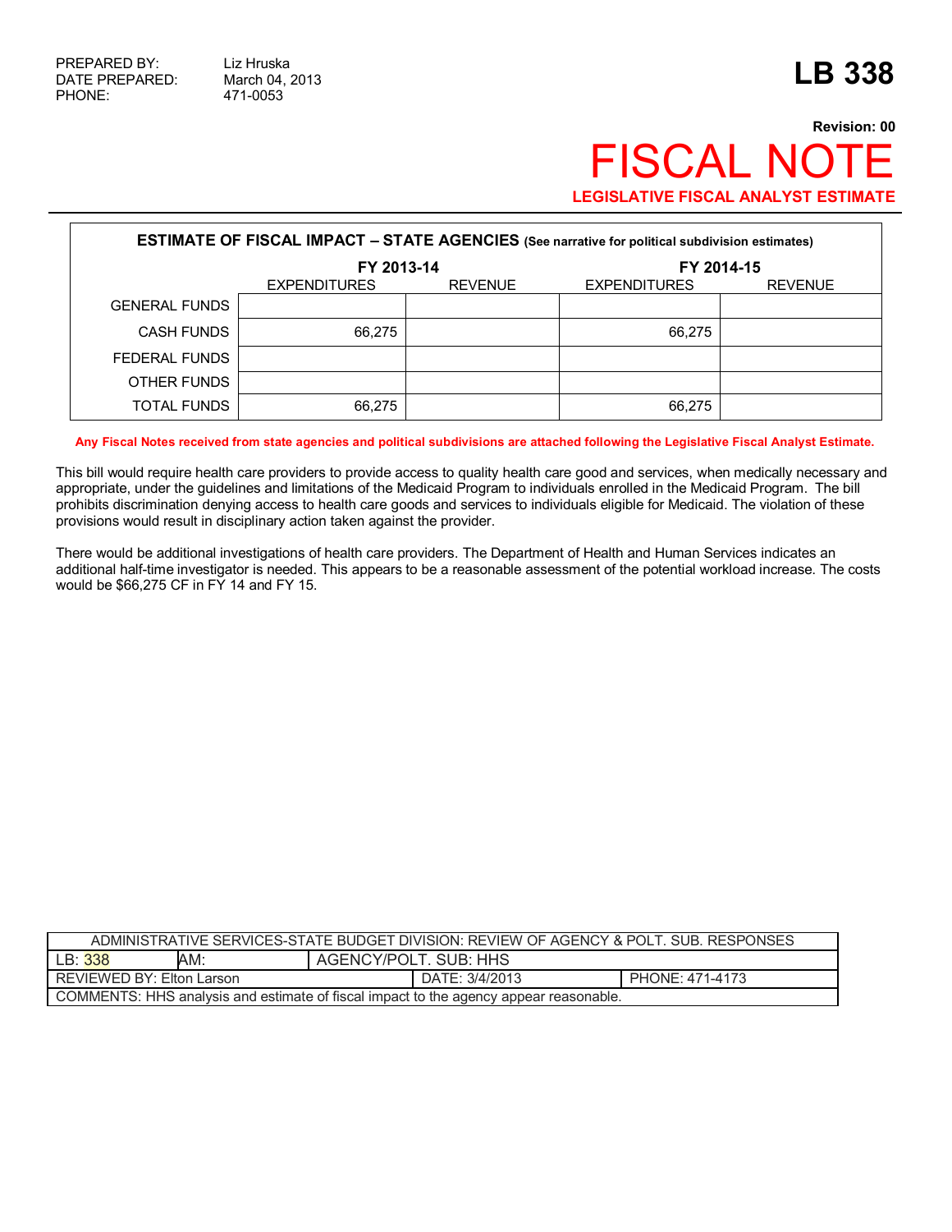PREPARED BY: Liz Hruska
DATE PREPARED: March 04, 2013
PHONE: 471-0053

# LB 338

**Revision: 00**

# FISCAL NOTE

**LEGISLATIVE FISCAL ANALYST ESTIMATE**

| **ESTIMATE OF FISCAL IMPACT – STATE AGENCIES** (See narrative for political subdivision estimates) | | | | |
|---|---|---|---|---|
| | **FY 2013-14** | | **FY 2014-15** | |
| | EXPENDITURES | REVENUE | EXPENDITURES | REVENUE |
| GENERAL FUNDS | | | | |
| CASH FUNDS | 66,275 | | 66,275 | |
| FEDERAL FUNDS | | | | |
| OTHER FUNDS | | | | |
| TOTAL FUNDS | 66,275 | | 66,275 | |

**Any Fiscal Notes received from state agencies and political subdivisions are attached following the Legislative Fiscal Analyst Estimate.**

This bill would require health care providers to provide access to quality health care good and services, when medically necessary and appropriate, under the guidelines and limitations of the Medicaid Program to individuals enrolled in the Medicaid Program. The bill prohibits discrimination denying access to health care goods and services to individuals eligible for Medicaid. The violation of these provisions would result in disciplinary action taken against the provider.

There would be additional investigations of health care providers. The Department of Health and Human Services indicates an additional half-time investigator is needed. This appears to be a reasonable assessment of the potential workload increase. The costs would be $66,275 CF in FY 14 and FY 15.

| ADMINISTRATIVE SERVICES-STATE BUDGET DIVISION: REVIEW OF AGENCY & POLT. SUB. RESPONSES | | | |
|---|---|---|---|
| LB: 338 | AM: | AGENCY/POLT. SUB: HHS | |
| REVIEWED BY: Elton Larson | | DATE: 3/4/2013 | PHONE: 471-4173 |
| COMMENTS: HHS analysis and estimate of fiscal impact to the agency appear reasonable. | | | |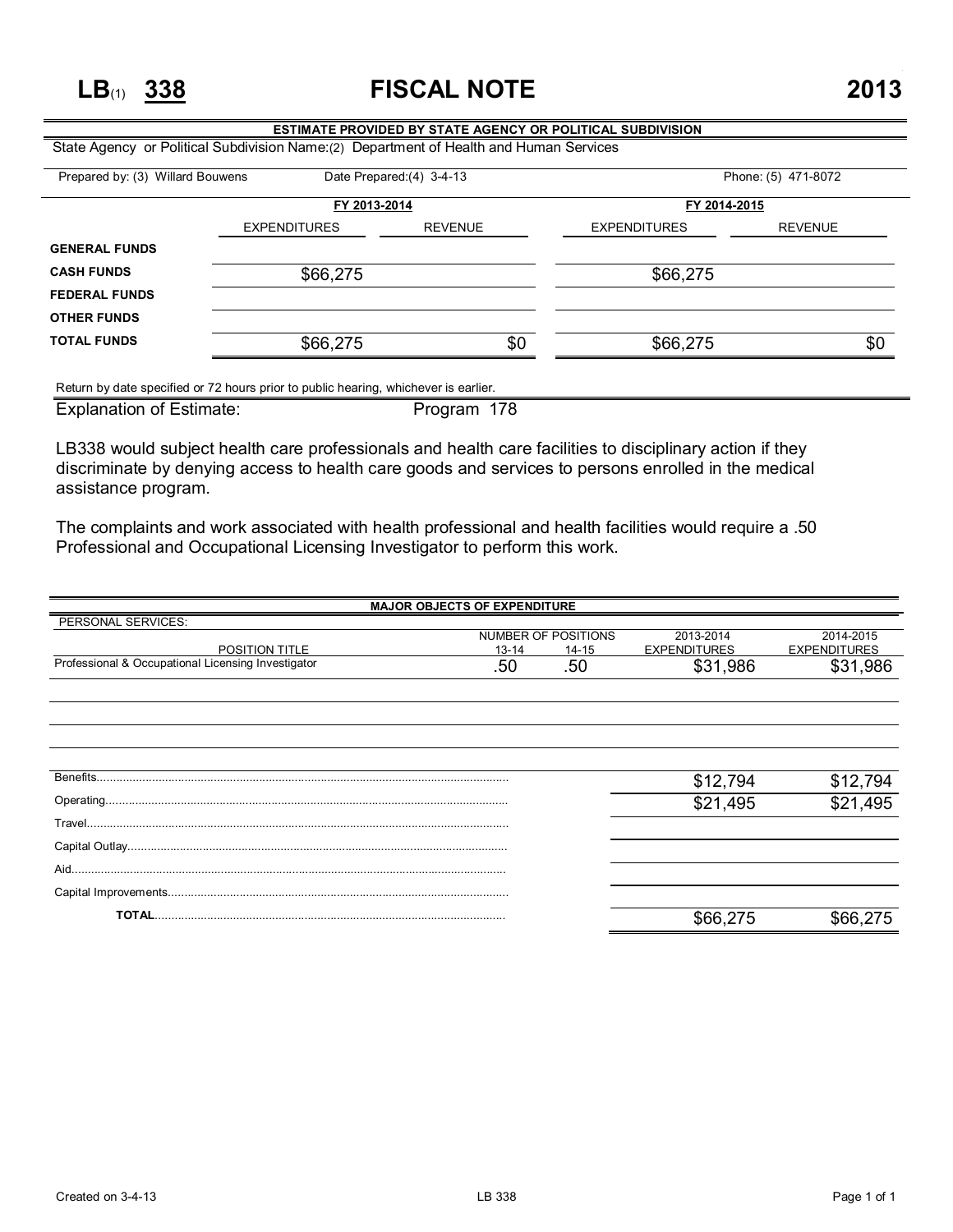# LB(1) 338 FISCAL NOTE 2013

**ESTIMATE PROVIDED BY STATE AGENCY OR POLITICAL SUBDIVISION**

State Agency or Political Subdivision Name:(2) Department of Health and Human Services

Prepared by: (3) Willard Bouwens Date Prepared:(4) 3-4-13 Phone: (5) 471-8072

| | FY 2013-2014 | | FY 2014-2015 | |
|---|---|---|---|---|
| | EXPENDITURES | REVENUE | EXPENDITURES | REVENUE |
| GENERAL FUNDS | | | | |
| CASH FUNDS | $66,275 | | $66,275 | |
| FEDERAL FUNDS | | | | |
| OTHER FUNDS | | | | |
| TOTAL FUNDS | $66,275 | $0 | $66,275 | $0 |

Return by date specified or 72 hours prior to public hearing, whichever is earlier.

Explanation of Estimate: Program 178

LB338 would subject health care professionals and health care facilities to disciplinary action if they discriminate by denying access to health care goods and services to persons enrolled in the medical assistance program.

The complaints and work associated with health professional and health facilities would require a .50 Professional and Occupational Licensing Investigator to perform this work.

**MAJOR OBJECTS OF EXPENDITURE**

PERSONAL SERVICES:

| POSITION TITLE | NUMBER OF POSITIONS 13-14 | NUMBER OF POSITIONS 14-15 | 2013-2014 EXPENDITURES | 2014-2015 EXPENDITURES |
|---|---|---|---|---|
| Professional & Occupational Licensing Investigator | .50 | .50 | $31,986 | $31,986 |
| Benefits | | | $12,794 | $12,794 |
| Operating | | | $21,495 | $21,495 |
| Travel | | | | |
| Capital Outlay | | | | |
| Aid | | | | |
| Capital Improvements | | | | |
| **TOTAL** | | | $66,275 | $66,275 |